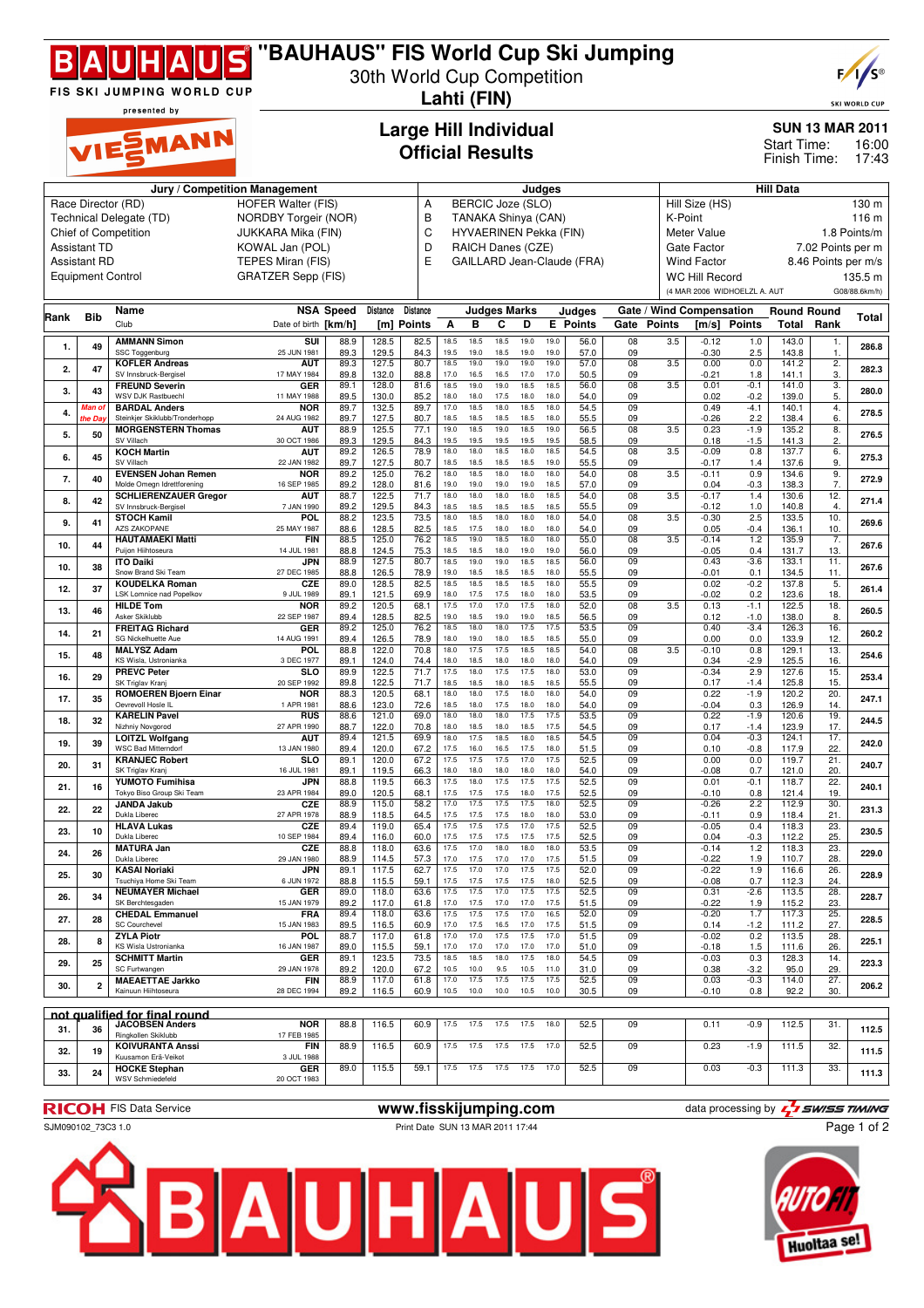# "BAUHAUS" FIS World Cup Ski Jumping

30th World Cup Competition

**Lahti (FIN)**

FIS SKI JUMPING WORLD CUP presented by VIESMANN

## Large Hill Individual
## Official Results

**SUN 13 MAR 2011**
Start Time: 16:00
Finish Time: 17:43

| Jury / Competition Management | | Judges | | Hill Data | |
|---|---|---|---|---|---|
| Race Director (RD) | HOFER Walter (FIS) | A | BERCIC Joze (SLO) | Hill Size (HS) | 130 m |
| Technical Delegate (TD) | NORDBY Torgeir (NOR) | B | TANAKA Shinya (CAN) | K-Point | 116 m |
| Chief of Competition | JUKKARA Mika (FIN) | C | HYVAERINEN Pekka (FIN) | Meter Value | 1.8 Points/m |
| Assistant TD | KOWAL Jan (POL) | D | RAICH Danes (CZE) | Gate Factor | 7.02 Points per m |
| Assistant RD | TEPES Miran (FIS) | E | GAILLARD Jean-Claude (FRA) | Wind Factor | 8.46 Points per m/s |
| Equipment Control | GRATZER Sepp (FIS) | | | WC Hill Record | 135.5 m |
| | | | | (4 MAR 2006 WIDHOELZL A. AUT | G08/88.6km/h) |

| Rank | Bib | Name / Club | NSA / Date of birth | Speed [km/h] | Distance [m] | Distance Points | A | B | C | D | E | Judges Points | Gate | Gate Points | Wind [m/s] | Wind Points | Round Total | Round Rank | Total |
|---|---|---|---|---|---|---|---|---|---|---|---|---|---|---|---|---|---|---|---|
| 1. | 49 | AMMANN Simon | SUI | 88.9 | 128.5 | 82.5 | 18.5 | 18.5 | 18.5 | 19.0 | 19.0 | 56.0 | 08 | 3.5 | -0.12 | 1.0 | 143.0 | 1. | 286.8 |
| | | SSC Toggenburg | 25 JUN 1981 | 89.3 | 129.5 | 84.3 | 19.5 | 19.0 | 18.5 | 19.0 | 19.0 | 57.0 | 09 | | -0.30 | 2.5 | 143.8 | 1. | |
| 2. | 47 | KOFLER Andreas | AUT | 89.3 | 127.5 | 80.7 | 18.5 | 19.0 | 19.0 | 19.0 | 19.0 | 57.0 | 08 | 3.5 | 0.00 | 0.0 | 141.2 | 2. | 282.3 |
| | | SV Innsbruck-Bergisel | 17 MAY 1984 | 89.8 | 132.0 | 88.8 | 17.0 | 16.5 | 16.5 | 17.0 | 17.0 | 50.5 | 09 | | -0.21 | 1.8 | 141.1 | 3. | |
| 3. | 43 | FREUND Severin | GER | 89.1 | 128.0 | 81.6 | 18.5 | 19.0 | 19.0 | 18.5 | 18.5 | 56.0 | 08 | 3.5 | 0.01 | -0.1 | 141.0 | 3. | 280.0 |
| | | WSV DJK Rastbuechl | 11 MAY 1988 | 89.5 | 130.0 | 85.2 | 18.0 | 18.0 | 17.5 | 18.0 | 18.0 | 54.0 | 09 | | 0.02 | -0.2 | 139.0 | 5. | |
| 4. *Man of the Day* | 50 | BARDAL Anders | NOR | 89.7 | 132.5 | 89.7 | 17.0 | 18.5 | 18.0 | 18.5 | 18.0 | 54.5 | 09 | | 0.49 | -4.1 | 140.1 | 4. | 278.5 |
| | | Steinkjer Skiklubb/Tronderhopp | 24 AUG 1982 | 89.7 | 127.5 | 80.7 | 18.5 | 18.5 | 18.5 | 18.5 | 18.5 | 55.5 | 09 | | -0.26 | 2.2 | 138.4 | 6. | |
| 5. | 50 | MORGENSTERN Thomas | AUT | 88.9 | 125.5 | 77.1 | 19.0 | 18.5 | 19.0 | 18.5 | 19.0 | 56.5 | 08 | 3.5 | 0.23 | -1.9 | 135.2 | 8. | 276.5 |
| | | SV Villach | 30 OCT 1986 | 89.3 | 129.5 | 84.3 | 19.5 | 19.5 | 19.5 | 19.5 | 19.5 | 58.5 | 09 | | 0.18 | -1.5 | 141.3 | 2. | |
| 6. | 45 | KOCH Martin | AUT | 89.2 | 126.5 | 78.9 | 18.0 | 18.0 | 18.5 | 18.0 | 18.5 | 54.5 | 08 | 3.5 | -0.09 | 0.8 | 137.7 | 6. | 275.3 |
| | | SV Villach | 22 JAN 1982 | 89.7 | 127.5 | 80.7 | 18.5 | 18.5 | 18.5 | 18.5 | 19.0 | 55.5 | 09 | | -0.17 | 1.4 | 137.6 | 9. | |
| 7. | 40 | EVENSEN Johan Remen | NOR | 89.2 | 125.0 | 76.2 | 18.0 | 18.5 | 18.0 | 18.0 | 18.0 | 54.0 | 08 | 3.5 | -0.11 | 0.9 | 134.6 | 9. | 272.9 |
| | | Molde Omegn Idrettforening | 16 SEP 1985 | 89.2 | 128.0 | 81.6 | 19.0 | 19.0 | 19.0 | 19.0 | 18.5 | 57.0 | 09 | | 0.04 | -0.3 | 138.3 | 7. | |
| 8. | 42 | SCHLIERENZAUER Gregor | AUT | 88.7 | 122.5 | 71.7 | 18.0 | 18.0 | 18.0 | 18.0 | 18.5 | 54.0 | 08 | 3.5 | -0.17 | 1.4 | 130.6 | 12. | 271.4 |
| | | SV Innsbruck-Bergisel | 7 JAN 1990 | 89.2 | 129.5 | 84.3 | 18.5 | 18.5 | 18.5 | 18.5 | 18.5 | 55.5 | 09 | | -0.12 | 1.0 | 140.8 | 4. | |
| 9. | 41 | STOCH Kamil | POL | 88.2 | 123.5 | 73.5 | 18.0 | 18.5 | 18.0 | 18.0 | 18.0 | 54.0 | 08 | 3.5 | -0.30 | 2.5 | 133.5 | 10. | 269.6 |
| | | AZS ZAKOPANE | 25 MAY 1987 | 88.6 | 128.5 | 82.5 | 18.5 | 17.5 | 18.0 | 18.0 | 18.0 | 54.0 | 09 | | 0.05 | -0.4 | 136.1 | 10. | |
| 10. | 44 | HAUTAMAEKI Matti | FIN | 88.5 | 125.0 | 76.2 | 18.5 | 19.0 | 18.5 | 18.5 | 18.0 | 55.0 | 08 | 3.5 | -0.14 | 1.2 | 135.9 | 7. | 267.6 |
| | | Puijon Hiihtoseura | 14 JUL 1981 | 88.8 | 124.5 | 75.3 | 18.5 | 18.5 | 18.0 | 19.0 | 19.0 | 56.0 | 09 | | -0.05 | 0.4 | 131.7 | 13. | |
| 10. | 38 | ITO Daiki | JPN | 88.9 | 127.5 | 80.7 | 18.5 | 19.0 | 19.0 | 18.5 | 18.5 | 56.0 | 09 | | 0.43 | -3.6 | 133.1 | 11. | 267.6 |
| | | Snow Brand Ski Team | 27 DEC 1985 | 88.8 | 126.5 | 78.9 | 19.0 | 18.5 | 18.5 | 18.5 | 18.0 | 55.5 | 09 | | -0.01 | 0.1 | 134.5 | 11. | |
| 12. | 37 | KOUDELKA Roman | CZE | 89.0 | 128.5 | 82.5 | 18.5 | 18.5 | 18.5 | 18.5 | 18.0 | 55.5 | 09 | | 0.02 | -0.2 | 137.8 | 5. | 261.4 |
| | | LSK Lomnice nad Popelkov | 9 JUL 1989 | 89.1 | 121.5 | 69.9 | 18.0 | 17.5 | 17.5 | 18.0 | 18.0 | 53.5 | 09 | | -0.02 | 0.2 | 123.6 | 18. | |
| 13. | 46 | HILDE Tom | NOR | 89.2 | 120.5 | 68.1 | 17.5 | 17.0 | 17.0 | 17.5 | 18.0 | 52.0 | 08 | 3.5 | 0.13 | -1.1 | 122.5 | 18. | 260.5 |
| | | Asker Skiklubb | 22 SEP 1987 | 89.4 | 128.5 | 82.5 | 19.0 | 18.5 | 19.0 | 19.0 | 18.5 | 56.5 | 09 | | 0.12 | -1.0 | 138.0 | 8. | |
| 14. | 21 | FREITAG Richard | GER | 89.2 | 125.0 | 76.2 | 18.5 | 18.0 | 18.0 | 17.5 | 17.5 | 53.5 | 09 | | 0.40 | -3.4 | 126.3 | 16. | 260.2 |
| | | SG Nickelhuette Aue | 14 AUG 1991 | 89.4 | 126.5 | 78.9 | 18.0 | 19.0 | 18.0 | 18.5 | 18.5 | 55.0 | 09 | | 0.00 | 0.0 | 133.9 | 12. | |
| 15. | 48 | MALYSZ Adam | POL | 88.8 | 122.0 | 70.8 | 18.0 | 17.5 | 17.5 | 18.5 | 18.5 | 54.0 | 08 | 3.5 | -0.10 | 0.8 | 129.1 | 13. | 254.6 |
| | | KS Wisla, Ustronianka | 3 DEC 1977 | 89.1 | 124.0 | 74.4 | 18.0 | 18.5 | 18.0 | 18.0 | 18.0 | 54.0 | 09 | | 0.34 | -2.9 | 125.5 | 16. | |
| 16. | 29 | PREVC Peter | SLO | 89.9 | 122.5 | 71.7 | 17.5 | 18.0 | 17.5 | 17.5 | 18.0 | 53.0 | 09 | | -0.34 | 2.9 | 127.6 | 15. | 253.4 |
| | | SK Triglav Kranj | 20 SEP 1992 | 89.8 | 122.5 | 71.7 | 18.5 | 18.5 | 18.0 | 18.5 | 18.5 | 55.5 | 09 | | 0.17 | -1.4 | 125.8 | 15. | |
| 17. | 35 | ROMOEREN Bjoern Einar | NOR | 88.3 | 120.5 | 68.1 | 18.0 | 18.0 | 17.5 | 18.0 | 18.0 | 54.0 | 09 | | 0.22 | -1.9 | 120.2 | 20. | 247.1 |
| | | Oevrevoll Hosle IL | 1 APR 1981 | 88.6 | 123.0 | 72.6 | 18.5 | 18.0 | 17.5 | 18.0 | 18.0 | 54.0 | 09 | | -0.04 | 0.3 | 126.9 | 14. | |
| 18. | 32 | KARELIN Pavel | RUS | 88.6 | 121.0 | 69.0 | 18.0 | 18.0 | 18.0 | 17.5 | 17.5 | 53.5 | 09 | | 0.22 | -1.9 | 120.6 | 19. | 244.5 |
| | | Nizhniy Novgorod | 27 APR 1990 | 88.7 | 122.0 | 70.8 | 18.0 | 18.5 | 18.0 | 18.5 | 17.5 | 54.5 | 09 | | 0.17 | -1.4 | 123.9 | 17. | |
| 19. | 39 | LOITZL Wolfgang | AUT | 89.4 | 121.5 | 69.9 | 18.0 | 17.5 | 18.5 | 18.0 | 18.5 | 54.5 | 09 | | 0.04 | -0.3 | 124.1 | 17. | 242.0 |
| | | WSC Bad Mitterndorf | 13 JAN 1980 | 89.4 | 120.0 | 67.2 | 17.5 | 16.0 | 16.5 | 17.5 | 17.5 | 51.5 | 09 | | 0.10 | -0.8 | 117.9 | 22. | |
| 20. | 31 | KRANJEC Robert | SLO | 89.1 | 120.0 | 67.2 | 17.5 | 17.5 | 17.5 | 17.0 | 17.5 | 52.5 | 09 | | 0.00 | 0.0 | 119.7 | 21. | 240.7 |
| | | SK Triglav Kranj | 16 JUL 1981 | 89.1 | 119.5 | 66.3 | 18.0 | 18.0 | 18.0 | 18.0 | 18.0 | 54.0 | 09 | | -0.08 | 0.7 | 121.0 | 20. | |
| 21. | 16 | YUMOTO Fumihisa | JPN | 88.8 | 119.5 | 66.3 | 17.5 | 18.0 | 17.5 | 17.5 | 17.5 | 52.5 | 09 | | 0.01 | -0.1 | 118.7 | 22. | 240.1 |
| | | Tokyo Biso Group Ski Team | 23 APR 1984 | 89.0 | 120.5 | 68.1 | 17.5 | 17.5 | 17.5 | 18.0 | 17.5 | 52.5 | 09 | | -0.10 | 0.8 | 121.4 | 19. | |
| 22. | 22 | JANDA Jakub | CZE | 88.9 | 115.0 | 58.2 | 17.0 | 17.5 | 17.5 | 17.5 | 18.0 | 52.5 | 09 | | -0.26 | 2.2 | 112.9 | 30. | 231.3 |
| | | Dukla Liberec | 27 APR 1978 | 88.9 | 118.5 | 64.5 | 17.5 | 17.5 | 17.5 | 18.0 | 18.0 | 53.0 | 09 | | -0.11 | 0.9 | 118.4 | 21. | |
| 23. | 10 | HLAVA Lukas | CZE | 89.4 | 119.0 | 65.4 | 17.5 | 17.5 | 17.5 | 17.0 | 17.5 | 52.5 | 09 | | -0.05 | 0.4 | 118.3 | 23. | 230.5 |
| | | Dukla Liberec | 10 SEP 1984 | 89.4 | 116.0 | 60.0 | 17.5 | 17.5 | 17.5 | 17.5 | 17.5 | 52.5 | 09 | | 0.04 | -0.3 | 112.2 | 25. | |
| 24. | 26 | MATURA Jan | CZE | 88.8 | 118.0 | 63.6 | 17.5 | 17.0 | 18.0 | 18.0 | 18.0 | 53.5 | 09 | | -0.14 | 1.2 | 118.3 | 23. | 229.0 |
| | | Dukla Liberec | 29 JAN 1980 | 88.9 | 114.5 | 57.3 | 17.0 | 17.5 | 17.0 | 17.0 | 17.0 | 51.5 | 09 | | -0.22 | 1.9 | 110.7 | 28. | |
| 25. | 30 | KASAI Noriaki | JPN | 89.1 | 117.5 | 62.7 | 17.5 | 17.0 | 17.0 | 17.5 | 17.5 | 52.0 | 09 | | -0.22 | 1.9 | 116.6 | 26. | 228.9 |
| | | Tsuchiya Home Ski Team | 6 JUN 1972 | 88.8 | 115.5 | 59.1 | 17.5 | 17.5 | 17.5 | 18.0 | 17.5 | 52.5 | 09 | | -0.08 | 0.7 | 112.3 | 24. | |
| 26. | 34 | NEUMAYER Michael | GER | 89.0 | 118.0 | 63.6 | 17.5 | 17.5 | 17.0 | 17.5 | 17.5 | 52.5 | 09 | | 0.31 | -2.6 | 113.5 | 28. | 228.7 |
| | | SK Berchtesgaden | 15 JAN 1979 | 89.2 | 117.0 | 61.8 | 17.0 | 17.5 | 17.0 | 17.0 | 17.5 | 51.5 | 09 | | -0.22 | 1.9 | 115.2 | 23. | |
| 27. | 28 | CHEDAL Emmanuel | FRA | 89.4 | 118.0 | 63.6 | 17.5 | 17.5 | 17.5 | 17.0 | 16.5 | 52.0 | 09 | | -0.20 | 1.7 | 117.3 | 25. | 228.5 |
| | | SC Courchevel | 15 JAN 1983 | 89.5 | 116.5 | 60.9 | 17.0 | 17.5 | 16.5 | 17.0 | 17.0 | 51.5 | 09 | | 0.14 | -1.2 | 111.2 | 27. | |
| 28. | 8 | ZYLA Piotr | POL | 88.7 | 117.0 | 61.8 | 17.0 | 17.0 | 17.5 | 17.5 | 17.0 | 51.5 | 09 | | -0.02 | 0.2 | 113.5 | 28. | 225.1 |
| | | KS Wisla Ustronianka | 16 JAN 1987 | 89.0 | 115.5 | 59.1 | 17.0 | 17.0 | 17.0 | 17.0 | 17.0 | 51.0 | 09 | | -0.18 | 1.5 | 111.6 | 26. | |
| 29. | 25 | SCHMITT Martin | GER | 89.1 | 123.5 | 73.5 | 18.5 | 18.5 | 18.0 | 17.5 | 18.0 | 54.5 | 09 | | -0.03 | 0.3 | 128.3 | 14. | 223.3 |
| | | SC Furtwangen | 29 JAN 1978 | 89.2 | 120.0 | 67.2 | 10.5 | 10.0 | 9.5 | 10.5 | 11.0 | 31.0 | 09 | | 0.38 | -3.2 | 95.0 | 29. | |
| 30. | 2 | MAEAETTAE Jarkko | FIN | 88.9 | 117.0 | 61.8 | 17.0 | 17.5 | 17.5 | 17.5 | 17.5 | 52.5 | 09 | | 0.03 | -0.3 | 114.0 | 27. | 206.2 |
| | | Kainuun Hiihtoseura | 28 DEC 1994 | 89.2 | 116.5 | 60.9 | 10.5 | 10.0 | 10.0 | 10.5 | 10.0 | 30.5 | 09 | | -0.10 | 0.8 | 92.2 | 30. | |

**not qualified for final round**

| Rank | Bib | Name / Club | NSA / Date of birth | Speed [km/h] | Distance [m] | Distance Points | A | B | C | D | E | Judges Points | Gate | Gate Points | Wind [m/s] | Wind Points | Round Total | Round Rank | Total |
|---|---|---|---|---|---|---|---|---|---|---|---|---|---|---|---|---|---|---|---|
| 31. | 36 | JACOBSEN Anders | NOR | 88.8 | 116.5 | 60.9 | 17.5 | 17.5 | 17.5 | 17.5 | 18.0 | 52.5 | 09 | | 0.11 | -0.9 | 112.5 | 31. | 112.5 |
| | | Ringkollen Skiklubb | 17 FEB 1985 | | | | | | | | | | | | | | | | |
| 32. | 19 | KOIVURANTA Anssi | FIN | 88.9 | 116.5 | 60.9 | 17.5 | 17.5 | 17.5 | 17.5 | 17.0 | 52.5 | 09 | | 0.23 | -1.9 | 111.5 | 32. | 111.5 |
| | | Kuusamon Erä-Veikot | 3 JUL 1988 | | | | | | | | | | | | | | | | |
| 33. | 24 | HOCKE Stephan | GER | 89.0 | 115.5 | 59.1 | 17.5 | 17.5 | 17.5 | 17.5 | 17.0 | 52.5 | 09 | | 0.03 | -0.3 | 111.3 | 33. | 111.3 |
| | | WSV Schmiedefeld | 20 OCT 1983 | | | | | | | | | | | | | | | | |

RICOH FIS Data Service — www.fisskijumping.com — data processing by SWISS TIMING

SJM090102_73C3 1.0 — Print Date SUN 13 MAR 2011 17:44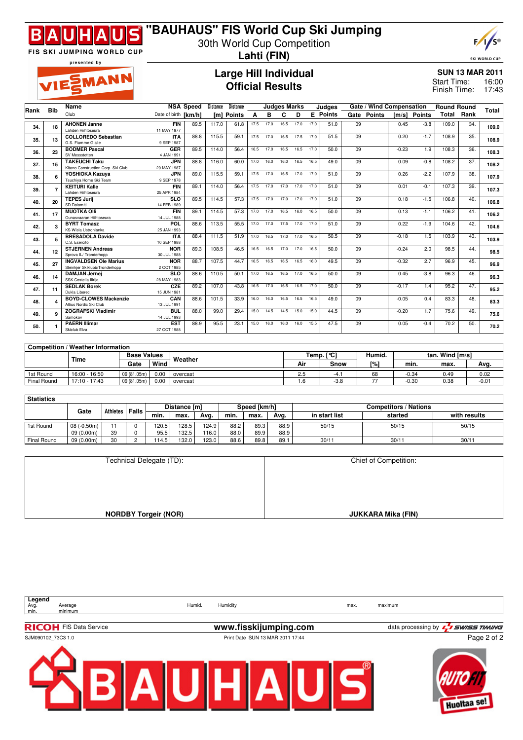# "BAUHAUS" FIS World Cup Ski Jumping

30th World Cup Competition

**Lahti (FIN)**

## Large Hill Individual
## Official Results

**SUN 13 MAR 2011**
Start Time: 16:00
Finish Time: 17:43

| Rank | Bib | Name / Club | NSA / Date of birth | Speed [km/h] | Distance [m] | Distance Points | A | B | C | D | E | Judges Points | Gate | Gate Points | Wind [m/s] | Wind Points | Round Total | Round Rank | Total |
|---|---|---|---|---|---|---|---|---|---|---|---|---|---|---|---|---|---|---|---|
| 34. | 18 | AHONEN Janne / Lahden Hiihtoseura | FIN / 11 MAY 1977 | 89.5 | 117.0 | 61.8 | 17.5 | 17.0 | 16.5 | 17.0 | 17.0 | 51.0 | 09 | | 0.45 | -3.8 | 109.0 | 34. | 109.0 |
| 35. | 13 | COLLOREDO Sebastian / G.S. Fiamme Gialle | ITA / 9 SEP 1987 | 88.8 | 115.5 | 59.1 | 17.5 | 17.0 | 16.5 | 17.5 | 17.0 | 51.5 | 09 | | 0.20 | -1.7 | 108.9 | 35. | 108.9 |
| 36. | 23 | BODMER Pascal / SV Messstetten | GER / 4 JAN 1991 | 89.5 | 114.0 | 56.4 | 16.5 | 17.0 | 16.5 | 16.5 | 17.0 | 50.0 | 09 | | -0.23 | 1.9 | 108.3 | 36. | 108.3 |
| 37. | 15 | TAKEUCHI Taku / Kitano Construction Corp. Ski Club | JPN / 20 MAY 1987 | 88.8 | 116.0 | 60.0 | 17.0 | 16.0 | 16.0 | 16.5 | 16.5 | 49.0 | 09 | | 0.09 | -0.8 | 108.2 | 37. | 108.2 |
| 38. | 6 | YOSHIOKA Kazuya / Tsuchiya Home Ski Team | JPN / 9 SEP 1978 | 89.0 | 115.5 | 59.1 | 17.5 | 17.0 | 16.5 | 17.0 | 17.0 | 51.0 | 09 | | 0.26 | -2.2 | 107.9 | 38. | 107.9 |
| 39. | 7 | KEITURI Kalle / Lahden Hiihtoseura | FIN / 25 APR 1984 | 89.1 | 114.0 | 56.4 | 17.5 | 17.0 | 17.0 | 17.0 | 17.0 | 51.0 | 09 | | 0.01 | -0.1 | 107.3 | 39. | 107.3 |
| 40. | 20 | TEPES Jurij / SD Dolomiti | SLO / 14 FEB 1989 | 89.5 | 114.5 | 57.3 | 17.5 | 17.0 | 17.0 | 17.0 | 17.0 | 51.0 | 09 | | 0.18 | -1.5 | 106.8 | 40. | 106.8 |
| 41. | 17 | MUOTKA Olli / Ounasvaaran Hiihtoseura | FIN / 14 JUL 1988 | 89.1 | 114.5 | 57.3 | 17.0 | 17.0 | 16.5 | 16.0 | 16.5 | 50.0 | 09 | | 0.13 | -1.1 | 106.2 | 41. | 106.2 |
| 42. | 3 | BYRT Tomasz / KS Wisla Ustronianka | POL / 25 JAN 1993 | 88.6 | 113.5 | 55.5 | 17.0 | 17.0 | 17.5 | 17.0 | 17.0 | 51.0 | 09 | | 0.22 | -1.9 | 104.6 | 42. | 104.6 |
| 43. | 5 | BRESADOLA Davide / C.S. Esercito | ITA / 10 SEP 1988 | 88.4 | 111.5 | 51.9 | 17.0 | 16.5 | 17.0 | 17.0 | 16.5 | 50.5 | 09 | | -0.18 | 1.5 | 103.9 | 43. | 103.9 |
| 44. | 12 | STJERNEN Andreas / Sprova IL/ Tronderhopp | NOR / 30 JUL 1988 | 89.3 | 108.5 | 46.5 | 16.5 | 16.5 | 17.0 | 17.0 | 16.5 | 50.0 | 09 | | -0.24 | 2.0 | 98.5 | 44. | 98.5 |
| 45. | 27 | INGVALDSEN Ole Marius / Steinkjer Skiklubb/Tronderhopp | NOR / 2 OCT 1985 | 88.7 | 107.5 | 44.7 | 16.5 | 16.5 | 16.5 | 16.5 | 16.0 | 49.5 | 09 | | -0.32 | 2.7 | 96.9 | 45. | 96.9 |
| 46. | 14 | DAMJAN Jernej / SSK Costella Ilirija | SLO / 28 MAY 1983 | 88.6 | 110.5 | 50.1 | 17.0 | 16.5 | 16.5 | 17.0 | 16.5 | 50.0 | 09 | | 0.45 | -3.8 | 96.3 | 46. | 96.3 |
| 47. | 11 | SEDLAK Borek / Dukla Liberec | CZE / 15 JUN 1981 | 89.2 | 107.0 | 43.8 | 16.5 | 17.0 | 16.5 | 16.5 | 17.0 | 50.0 | 09 | | -0.17 | 1.4 | 95.2 | 47. | 95.2 |
| 48. | 4 | BOYD-CLOWES Mackenzie / Altius Nordic Ski Club | CAN / 13 JUL 1991 | 88.6 | 101.5 | 33.9 | 16.0 | 16.0 | 16.5 | 16.5 | 16.5 | 49.0 | 09 | | -0.05 | 0.4 | 83.3 | 48. | 83.3 |
| 49. | 9 | ZOGRAFSKI Vladimir / Samokov | BUL / 14 JUL 1993 | 88.0 | 99.0 | 29.4 | 15.0 | 14.5 | 14.5 | 15.0 | 15.0 | 44.5 | 09 | | -0.20 | 1.7 | 75.6 | 49. | 75.6 |
| 50. | 1 | PAERN Illimar / Skiclub Elva | EST / 27 OCT 1988 | 88.9 | 95.5 | 23.1 | 15.0 | 16.0 | 16.0 | 16.0 | 15.5 | 47.5 | 09 | | 0.05 | -0.4 | 70.2 | 50. | 70.2 |

### Competition / Weather Information

| | Time | Base Values Gate | Base Values Wind | Weather | Temp. [°C] Air | Temp. [°C] Snow | Humid. [%] | tan. Wind [m/s] min. | tan. Wind [m/s] max. | tan. Wind [m/s] Avg. |
|---|---|---|---|---|---|---|---|---|---|---|
| 1st Round | 16:00 - 16:50 | 09 (81.05m) | 0.00 | overcast | 2.5 | -4.1 | 68 | -0.34 | 0.49 | 0.02 |
| Final Round | 17:10 - 17:43 | 09 (81.05m) | 0.00 | overcast | 1.6 | -3.8 | 77 | -0.30 | 0.38 | -0.01 |

### Statistics

| | Gate | Athletes | Falls | Distance [m] min. | Distance [m] max. | Distance [m] Avg. | Speed [km/h] min. | Speed [km/h] max. | Speed [km/h] Avg. | Competitors / Nations in start list | Competitors / Nations started | Competitors / Nations with results |
|---|---|---|---|---|---|---|---|---|---|---|---|---|
| 1st Round | 08 (-0.50m) | 11 | 0 | 120.5 | 128.5 | 124.9 | 88.2 | 89.3 | 88.9 | 50/15 | 50/15 | 50/15 |
| | 09 (0.00m) | 39 | 0 | 95.5 | 132.5 | 116.0 | 88.0 | 89.9 | 88.9 | | | |
| Final Round | 09 (0.00m) | 30 | 2 | 114.5 | 132.0 | 123.0 | 88.6 | 89.8 | 89.1 | 30/11 | 30/11 | 30/11 |

| Technical Delegate (TD): | Chief of Competition: |
|---|---|
| **NORDBY Torgeir (NOR)** | **JUKKARA Mika (FIN)** |

**Legend**
Avg. Average
min. minimum
Humid. Humidity
max. maximum

RICOH FIS Data Service — www.fisskijumping.com — data processing by SWISS TIMING

SJM090102_73C3 1.0 — Print Date SUN 13 MAR 2011 17:44